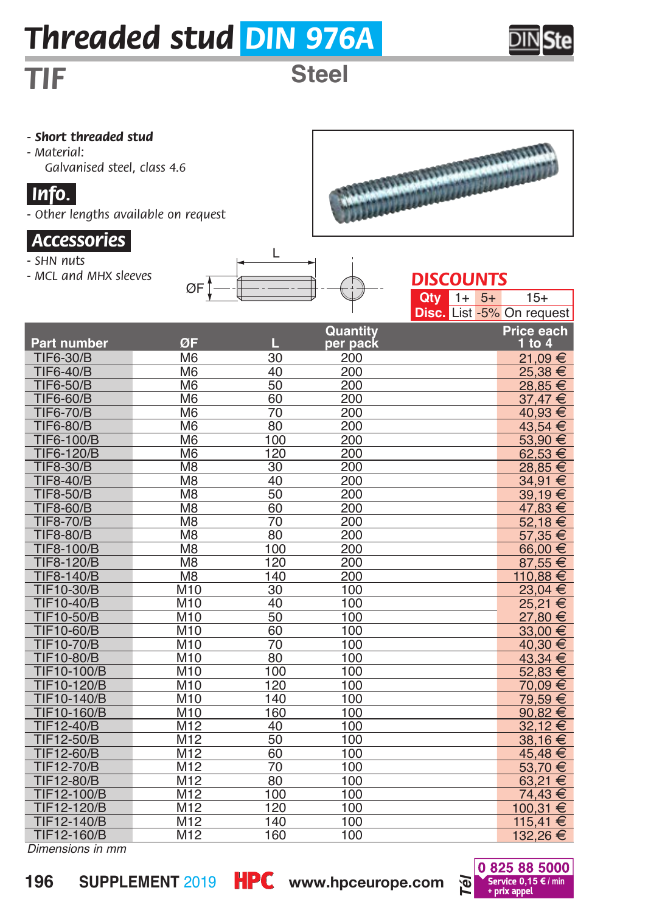# Threaded stud DIN 976A

## TIF

Steel

- ***Short threaded stud***
- *Material:*
  *Galvanised steel, class 4.6*

### Info.

- *Other lengths available on request*

### Accessories

- *SHN nuts*
- *MCL and MHX sleeves*

L

ØF

**DISCOUNTS**

| Qty | 1+ | 5+ | 15+ |
|---|---|---|---|
| Disc. | List | -5% | On request |

| Part number | ØF | L | Quantity per pack | Price each 1 to 4 |
|---|---|---|---|---|
| TIF6-30/B | M6 | 30 | 200 | 21,09 € |
| TIF6-40/B | M6 | 40 | 200 | 25,38 € |
| TIF6-50/B | M6 | 50 | 200 | 28,85 € |
| TIF6-60/B | M6 | 60 | 200 | 37,47 € |
| TIF6-70/B | M6 | 70 | 200 | 40,93 € |
| TIF6-80/B | M6 | 80 | 200 | 43,54 € |
| TIF6-100/B | M6 | 100 | 200 | 53,90 € |
| TIF6-120/B | M6 | 120 | 200 | 62,53 € |
| TIF8-30/B | M8 | 30 | 200 | 28,85 € |
| TIF8-40/B | M8 | 40 | 200 | 34,91 € |
| TIF8-50/B | M8 | 50 | 200 | 39,19 € |
| TIF8-60/B | M8 | 60 | 200 | 47,83 € |
| TIF8-70/B | M8 | 70 | 200 | 52,18 € |
| TIF8-80/B | M8 | 80 | 200 | 57,35 € |
| TIF8-100/B | M8 | 100 | 200 | 66,00 € |
| TIF8-120/B | M8 | 120 | 200 | 87,55 € |
| TIF8-140/B | M8 | 140 | 200 | 110,88 € |
| TIF10-30/B | M10 | 30 | 100 | 23,04 € |
| TIF10-40/B | M10 | 40 | 100 | 25,21 € |
| TIF10-50/B | M10 | 50 | 100 | 27,80 € |
| TIF10-60/B | M10 | 60 | 100 | 33,00 € |
| TIF10-70/B | M10 | 70 | 100 | 40,30 € |
| TIF10-80/B | M10 | 80 | 100 | 43,34 € |
| TIF10-100/B | M10 | 100 | 100 | 52,83 € |
| TIF10-120/B | M10 | 120 | 100 | 70,09 € |
| TIF10-140/B | M10 | 140 | 100 | 79,59 € |
| TIF10-160/B | M10 | 160 | 100 | 90,82 € |
| TIF12-40/B | M12 | 40 | 100 | 32,12 € |
| TIF12-50/B | M12 | 50 | 100 | 38,16 € |
| TIF12-60/B | M12 | 60 | 100 | 45,48 € |
| TIF12-70/B | M12 | 70 | 100 | 53,70 € |
| TIF12-80/B | M12 | 80 | 100 | 63,21 € |
| TIF12-100/B | M12 | 100 | 100 | 74,43 € |
| TIF12-120/B | M12 | 120 | 100 | 100,31 € |
| TIF12-140/B | M12 | 140 | 100 | 115,41 € |
| TIF12-160/B | M12 | 160 | 100 | 132,26 € |

*Dimensions in mm*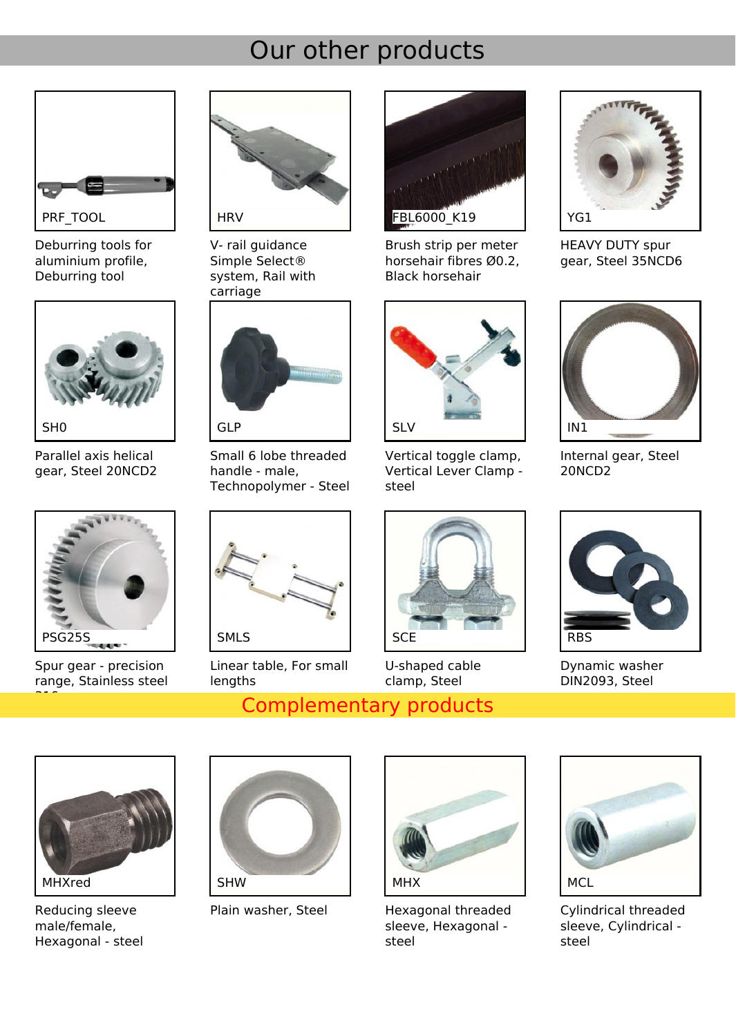# Our other products

PRF_TOOL

Deburring tools for aluminium profile, Deburring tool

HRV

V- rail guidance Simple Select® system, Rail with carriage

FBL6000_K19

Brush strip per meter horsehair fibres Ø0.2, Black horsehair

YG1

HEAVY DUTY spur gear, Steel 35NCD6

SH0

Parallel axis helical gear, Steel 20NCD2

GLP

Small 6 lobe threaded handle - male, Technopolymer - Steel

SLV

Vertical toggle clamp, Vertical Lever Clamp - steel

IN1

Internal gear, Steel 20NCD2

PSG25S

Spur gear - precision range, Stainless steel 316

SMLS

Linear table, For small lengths

SCE

U-shaped cable clamp, Steel

RBS

Dynamic washer DIN2093, Steel

# Complementary products

MHXred

Reducing sleeve male/female, Hexagonal - steel

SHW

Plain washer, Steel

MHX

Hexagonal threaded sleeve, Hexagonal - steel

MCL

Cylindrical threaded sleeve, Cylindrical - steel